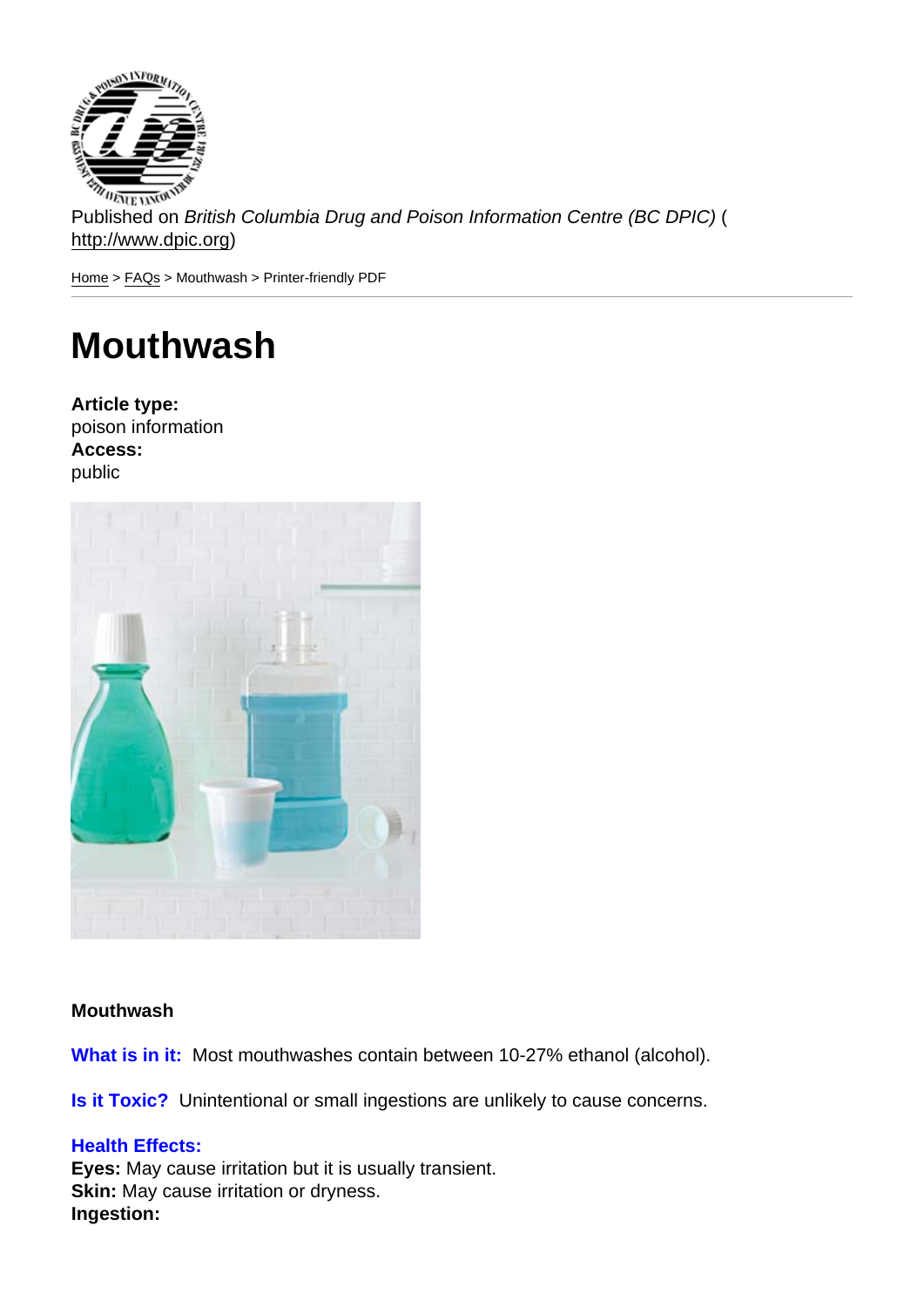Published on *British Columbia Drug and Poison Information Centre (BC DPIC)* (http://www.dpic.org)

Home > FAQs > Mouthwash > Printer-friendly PDF

# Mouthwash

**Article type:**
poison information
**Access:**
public

**Mouthwash**

**What is in it:** Most mouthwashes contain between 10-27% ethanol (alcohol).

**Is it Toxic?** Unintentional or small ingestions are unlikely to cause concerns.

**Health Effects:**
**Eyes:** May cause irritation but it is usually transient.
**Skin:** May cause irritation or dryness.
**Ingestion:**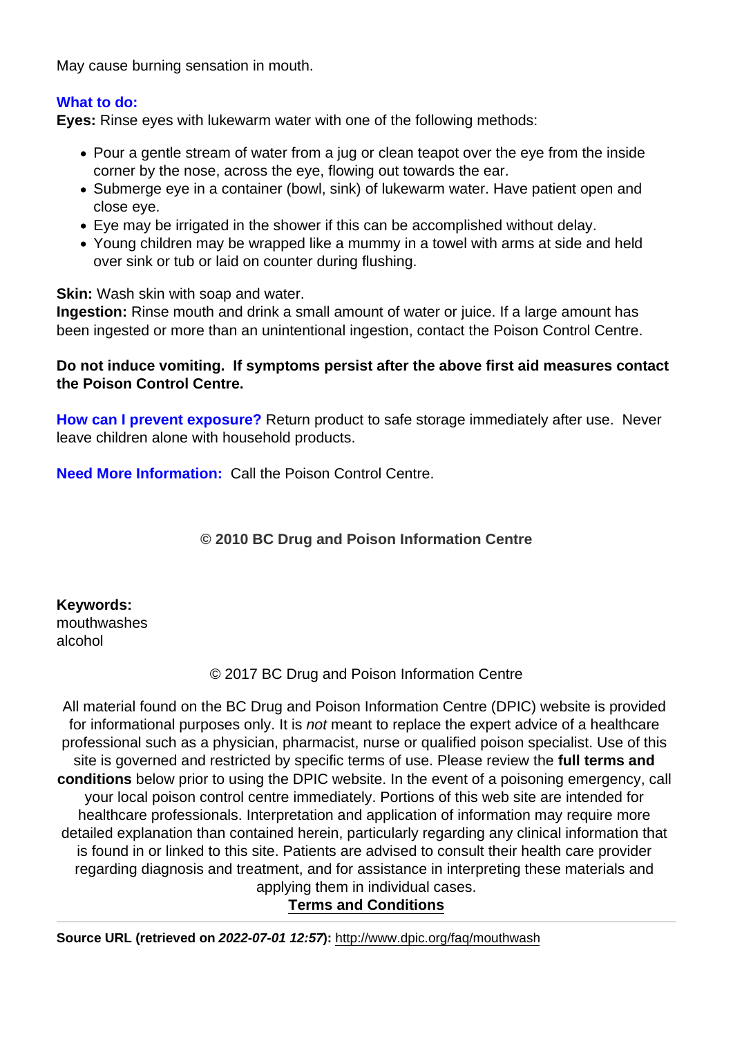May cause burning sensation in mouth.

**What to do:**

**Eyes:** Rinse eyes with lukewarm water with one of the following methods:

- Pour a gentle stream of water from a jug or clean teapot over the eye from the inside corner by the nose, across the eye, flowing out towards the ear.
- Submerge eye in a container (bowl, sink) of lukewarm water. Have patient open and close eye.
- Eye may be irrigated in the shower if this can be accomplished without delay.
- Young children may be wrapped like a mummy in a towel with arms at side and held over sink or tub or laid on counter during flushing.

**Skin:** Wash skin with soap and water.
**Ingestion:** Rinse mouth and drink a small amount of water or juice. If a large amount has been ingested or more than an unintentional ingestion, contact the Poison Control Centre.

**Do not induce vomiting. If symptoms persist after the above first aid measures contact the Poison Control Centre.**

**How can I prevent exposure?** Return product to safe storage immediately after use. Never leave children alone with household products.

**Need More Information:** Call the Poison Control Centre.

**© 2010 BC Drug and Poison Information Centre**

**Keywords:**
mouthwashes
alcohol

© 2017 BC Drug and Poison Information Centre

All material found on the BC Drug and Poison Information Centre (DPIC) website is provided for informational purposes only. It is *not* meant to replace the expert advice of a healthcare professional such as a physician, pharmacist, nurse or qualified poison specialist. Use of this site is governed and restricted by specific terms of use. Please review the **full terms and conditions** below prior to using the DPIC website. In the event of a poisoning emergency, call your local poison control centre immediately. Portions of this web site are intended for healthcare professionals. Interpretation and application of information may require more detailed explanation than contained herein, particularly regarding any clinical information that is found in or linked to this site. Patients are advised to consult their health care provider regarding diagnosis and treatment, and for assistance in interpreting these materials and applying them in individual cases.

**Terms and Conditions**

---

**Source URL (retrieved on *2022-07-01 12:57*):** http://www.dpic.org/faq/mouthwash